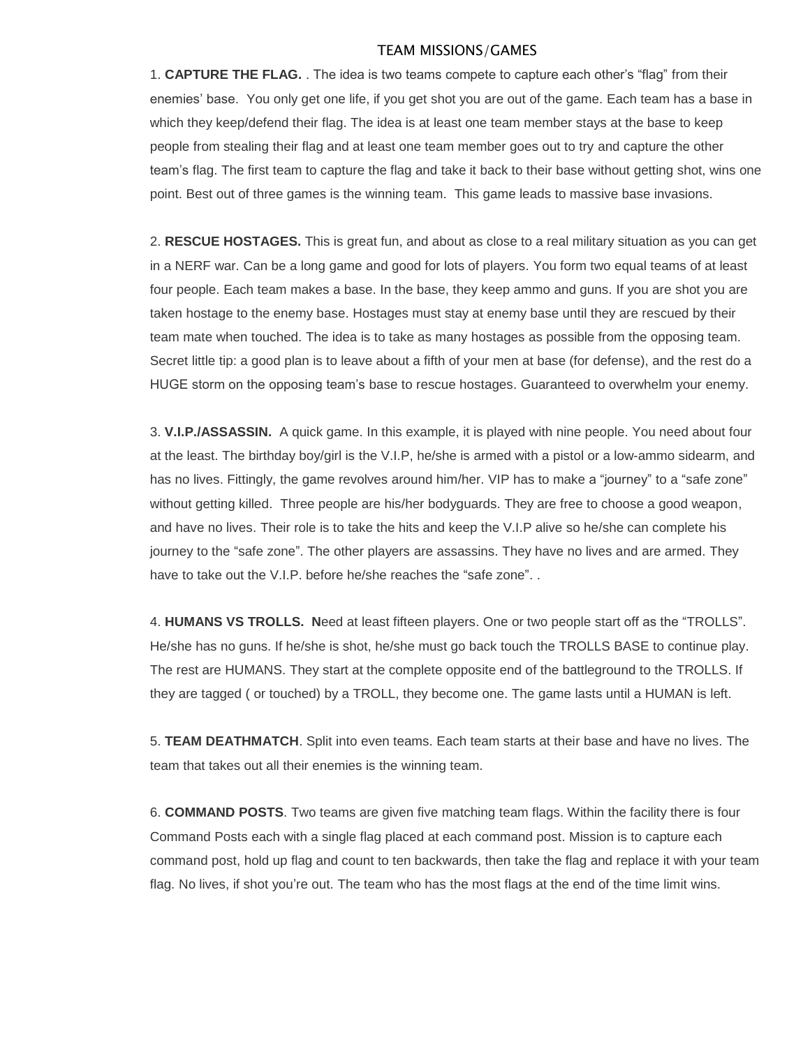# TEAM MISSIONS/GAMES

1. **CAPTURE THE FLAG.** . The idea is two teams compete to capture each other's "flag" from their enemies' base. You only get one life, if you get shot you are out of the game. Each team has a base in which they keep/defend their flag. The idea is at least one team member stays at the base to keep people from stealing their flag and at least one team member goes out to try and capture the other team's flag. The first team to capture the flag and take it back to their base without getting shot, wins one point. Best out of three games is the winning team. This game leads to massive base invasions.

2. **RESCUE HOSTAGES.** This is great fun, and about as close to a real military situation as you can get in a NERF war. Can be a long game and good for lots of players. You form two equal teams of at least four people. Each team makes a base. In the base, they keep ammo and guns. If you are shot you are taken hostage to the enemy base. Hostages must stay at enemy base until they are rescued by their team mate when touched. The idea is to take as many hostages as possible from the opposing team. Secret little tip: a good plan is to leave about a fifth of your men at base (for defense), and the rest do a HUGE storm on the opposing team's base to rescue hostages. Guaranteed to overwhelm your enemy.

3. **V.I.P./ASSASSIN.** A quick game. In this example, it is played with nine people. You need about four at the least. The birthday boy/girl is the V.I.P, he/she is armed with a pistol or a low-ammo sidearm, and has no lives. Fittingly, the game revolves around him/her. VIP has to make a "journey" to a "safe zone" without getting killed. Three people are his/her bodyguards. They are free to choose a good weapon, and have no lives. Their role is to take the hits and keep the V.I.P alive so he/she can complete his journey to the "safe zone". The other players are assassins. They have no lives and are armed. They have to take out the V.I.P. before he/she reaches the "safe zone". .

4. **HUMANS VS TROLLS. N**eed at least fifteen players. One or two people start off as the "TROLLS". He/she has no guns. If he/she is shot, he/she must go back touch the TROLLS BASE to continue play. The rest are HUMANS. They start at the complete opposite end of the battleground to the TROLLS. If they are tagged ( or touched) by a TROLL, they become one. The game lasts until a HUMAN is left.

5. **TEAM DEATHMATCH**. Split into even teams. Each team starts at their base and have no lives. The team that takes out all their enemies is the winning team.

6. **COMMAND POSTS**. Two teams are given five matching team flags. Within the facility there is four Command Posts each with a single flag placed at each command post. Mission is to capture each command post, hold up flag and count to ten backwards, then take the flag and replace it with your team flag. No lives, if shot you're out. The team who has the most flags at the end of the time limit wins.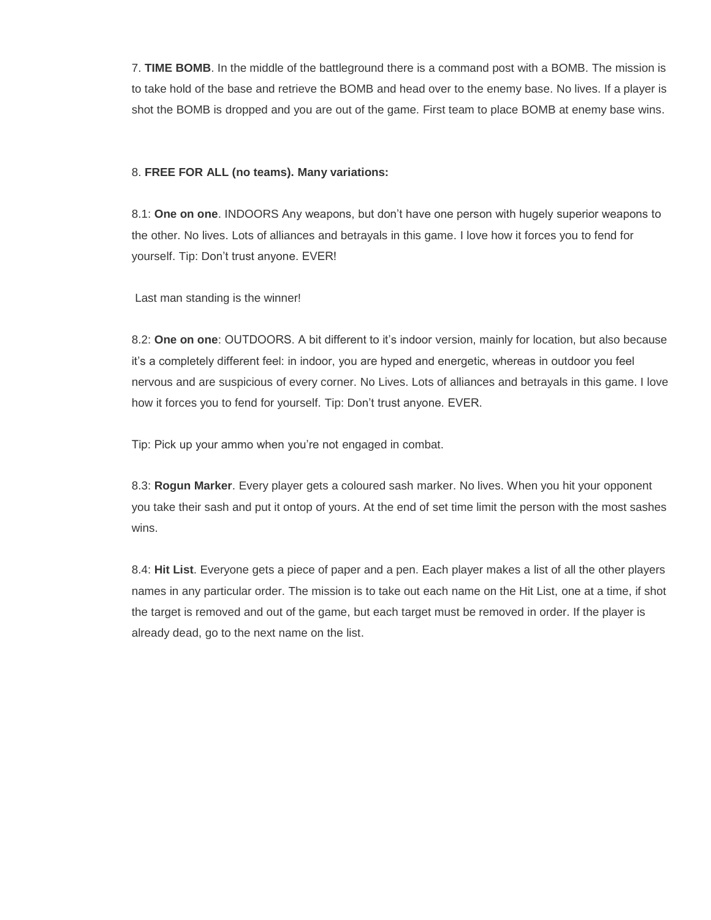7. **TIME BOMB**. In the middle of the battleground there is a command post with a BOMB. The mission is to take hold of the base and retrieve the BOMB and head over to the enemy base. No lives. If a player is shot the BOMB is dropped and you are out of the game. First team to place BOMB at enemy base wins.

8. **FREE FOR ALL (no teams). Many variations:**

8.1: **One on one**. INDOORS Any weapons, but don't have one person with hugely superior weapons to the other. No lives. Lots of alliances and betrayals in this game. I love how it forces you to fend for yourself. Tip: Don't trust anyone. EVER!

Last man standing is the winner!

8.2: **One on one**: OUTDOORS. A bit different to it's indoor version, mainly for location, but also because it's a completely different feel: in indoor, you are hyped and energetic, whereas in outdoor you feel nervous and are suspicious of every corner. No Lives. Lots of alliances and betrayals in this game. I love how it forces you to fend for yourself. Tip: Don't trust anyone. EVER.

Tip: Pick up your ammo when you're not engaged in combat.

8.3: **Rogun Marker**. Every player gets a coloured sash marker. No lives. When you hit your opponent you take their sash and put it ontop of yours. At the end of set time limit the person with the most sashes wins.

8.4: **Hit List**. Everyone gets a piece of paper and a pen. Each player makes a list of all the other players names in any particular order. The mission is to take out each name on the Hit List, one at a time, if shot the target is removed and out of the game, but each target must be removed in order. If the player is already dead, go to the next name on the list.